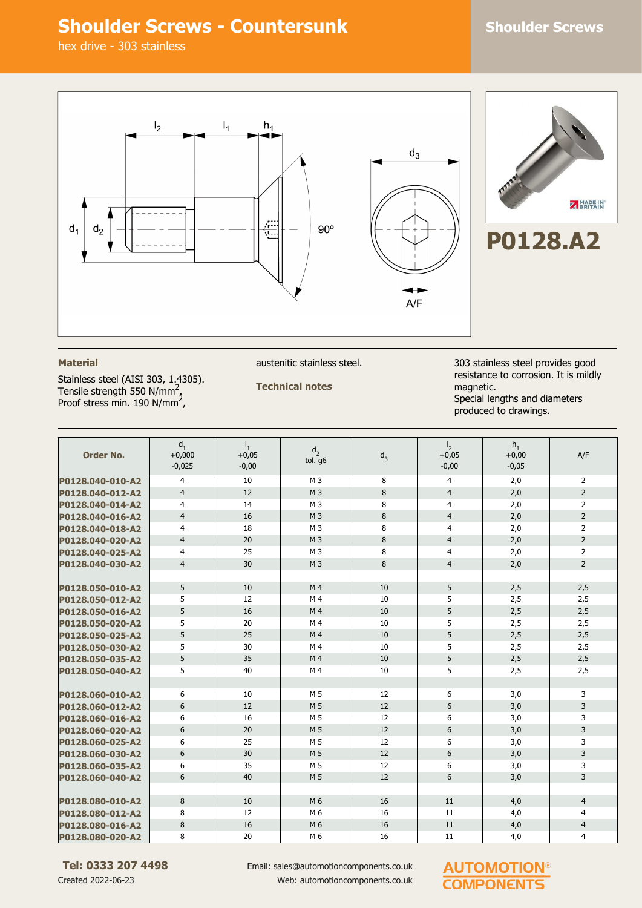# Shoulder Screws - Countersunk

hex drive - 303 stainless

## Shoulder Screws

**P0128.A2**

### Material

Stainless steel (AISI 303, 1.4305).
Tensile strength 550 N/mm$^2$,
Proof stress min. 190 N/mm$^2$,
austenitic stainless steel.

### Technical notes

303 stainless steel provides good resistance to corrosion. It is mildly magnetic.
Special lengths and diameters produced to drawings.

| Order No. | $d_1$ +0,000 -0,025 | $l_1$ +0,05 -0,00 | $d_2$ tol. g6 | $d_3$ | $l_2$ +0,05 -0,00 | $h_1$ +0,00 -0,05 | A/F |
|---|---|---|---|---|---|---|---|
| P0128.040-010-A2 | 4 | 10 | M 3 | 8 | 4 | 2,0 | 2 |
| P0128.040-012-A2 | 4 | 12 | M 3 | 8 | 4 | 2,0 | 2 |
| P0128.040-014-A2 | 4 | 14 | M 3 | 8 | 4 | 2,0 | 2 |
| P0128.040-016-A2 | 4 | 16 | M 3 | 8 | 4 | 2,0 | 2 |
| P0128.040-018-A2 | 4 | 18 | M 3 | 8 | 4 | 2,0 | 2 |
| P0128.040-020-A2 | 4 | 20 | M 3 | 8 | 4 | 2,0 | 2 |
| P0128.040-025-A2 | 4 | 25 | M 3 | 8 | 4 | 2,0 | 2 |
| P0128.040-030-A2 | 4 | 30 | M 3 | 8 | 4 | 2,0 | 2 |
| | | | | | | | |
| P0128.050-010-A2 | 5 | 10 | M 4 | 10 | 5 | 2,5 | 2,5 |
| P0128.050-012-A2 | 5 | 12 | M 4 | 10 | 5 | 2,5 | 2,5 |
| P0128.050-016-A2 | 5 | 16 | M 4 | 10 | 5 | 2,5 | 2,5 |
| P0128.050-020-A2 | 5 | 20 | M 4 | 10 | 5 | 2,5 | 2,5 |
| P0128.050-025-A2 | 5 | 25 | M 4 | 10 | 5 | 2,5 | 2,5 |
| P0128.050-030-A2 | 5 | 30 | M 4 | 10 | 5 | 2,5 | 2,5 |
| P0128.050-035-A2 | 5 | 35 | M 4 | 10 | 5 | 2,5 | 2,5 |
| P0128.050-040-A2 | 5 | 40 | M 4 | 10 | 5 | 2,5 | 2,5 |
| | | | | | | | |
| P0128.060-010-A2 | 6 | 10 | M 5 | 12 | 6 | 3,0 | 3 |
| P0128.060-012-A2 | 6 | 12 | M 5 | 12 | 6 | 3,0 | 3 |
| P0128.060-016-A2 | 6 | 16 | M 5 | 12 | 6 | 3,0 | 3 |
| P0128.060-020-A2 | 6 | 20 | M 5 | 12 | 6 | 3,0 | 3 |
| P0128.060-025-A2 | 6 | 25 | M 5 | 12 | 6 | 3,0 | 3 |
| P0128.060-030-A2 | 6 | 30 | M 5 | 12 | 6 | 3,0 | 3 |
| P0128.060-035-A2 | 6 | 35 | M 5 | 12 | 6 | 3,0 | 3 |
| P0128.060-040-A2 | 6 | 40 | M 5 | 12 | 6 | 3,0 | 3 |
| | | | | | | | |
| P0128.080-010-A2 | 8 | 10 | M 6 | 16 | 11 | 4,0 | 4 |
| P0128.080-012-A2 | 8 | 12 | M 6 | 16 | 11 | 4,0 | 4 |
| P0128.080-016-A2 | 8 | 16 | M 6 | 16 | 11 | 4,0 | 4 |
| P0128.080-020-A2 | 8 | 20 | M 6 | 16 | 11 | 4,0 | 4 |

**Tel: 0333 207 4498**
Created 2022-06-23

Email: sales@automotioncomponents.co.uk
Web: automotioncomponents.co.uk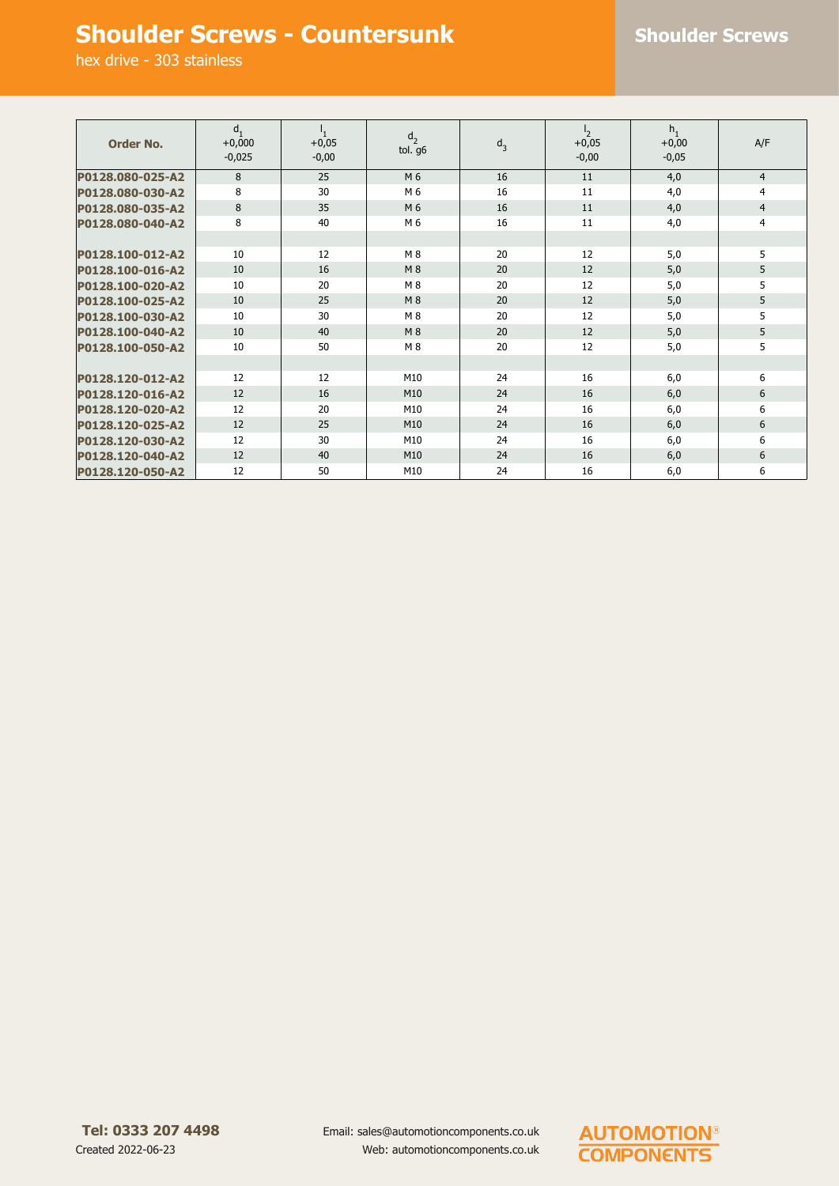# Shoulder Screws - Countersunk

hex drive - 303 stainless

| Order No. | $d_1$ +0,000 -0,025 | $l_1$ +0,05 -0,00 | $d_2$ tol. g6 | $d_3$ | $l_2$ +0,05 -0,00 | $h_1$ +0,00 -0,05 | A/F |
|---|---|---|---|---|---|---|---|
| P0128.080-025-A2 | 8 | 25 | M 6 | 16 | 11 | 4,0 | 4 |
| P0128.080-030-A2 | 8 | 30 | M 6 | 16 | 11 | 4,0 | 4 |
| P0128.080-035-A2 | 8 | 35 | M 6 | 16 | 11 | 4,0 | 4 |
| P0128.080-040-A2 | 8 | 40 | M 6 | 16 | 11 | 4,0 | 4 |
| | | | | | | | |
| P0128.100-012-A2 | 10 | 12 | M 8 | 20 | 12 | 5,0 | 5 |
| P0128.100-016-A2 | 10 | 16 | M 8 | 20 | 12 | 5,0 | 5 |
| P0128.100-020-A2 | 10 | 20 | M 8 | 20 | 12 | 5,0 | 5 |
| P0128.100-025-A2 | 10 | 25 | M 8 | 20 | 12 | 5,0 | 5 |
| P0128.100-030-A2 | 10 | 30 | M 8 | 20 | 12 | 5,0 | 5 |
| P0128.100-040-A2 | 10 | 40 | M 8 | 20 | 12 | 5,0 | 5 |
| P0128.100-050-A2 | 10 | 50 | M 8 | 20 | 12 | 5,0 | 5 |
| | | | | | | | |
| P0128.120-012-A2 | 12 | 12 | M10 | 24 | 16 | 6,0 | 6 |
| P0128.120-016-A2 | 12 | 16 | M10 | 24 | 16 | 6,0 | 6 |
| P0128.120-020-A2 | 12 | 20 | M10 | 24 | 16 | 6,0 | 6 |
| P0128.120-025-A2 | 12 | 25 | M10 | 24 | 16 | 6,0 | 6 |
| P0128.120-030-A2 | 12 | 30 | M10 | 24 | 16 | 6,0 | 6 |
| P0128.120-040-A2 | 12 | 40 | M10 | 24 | 16 | 6,0 | 6 |
| P0128.120-050-A2 | 12 | 50 | M10 | 24 | 16 | 6,0 | 6 |